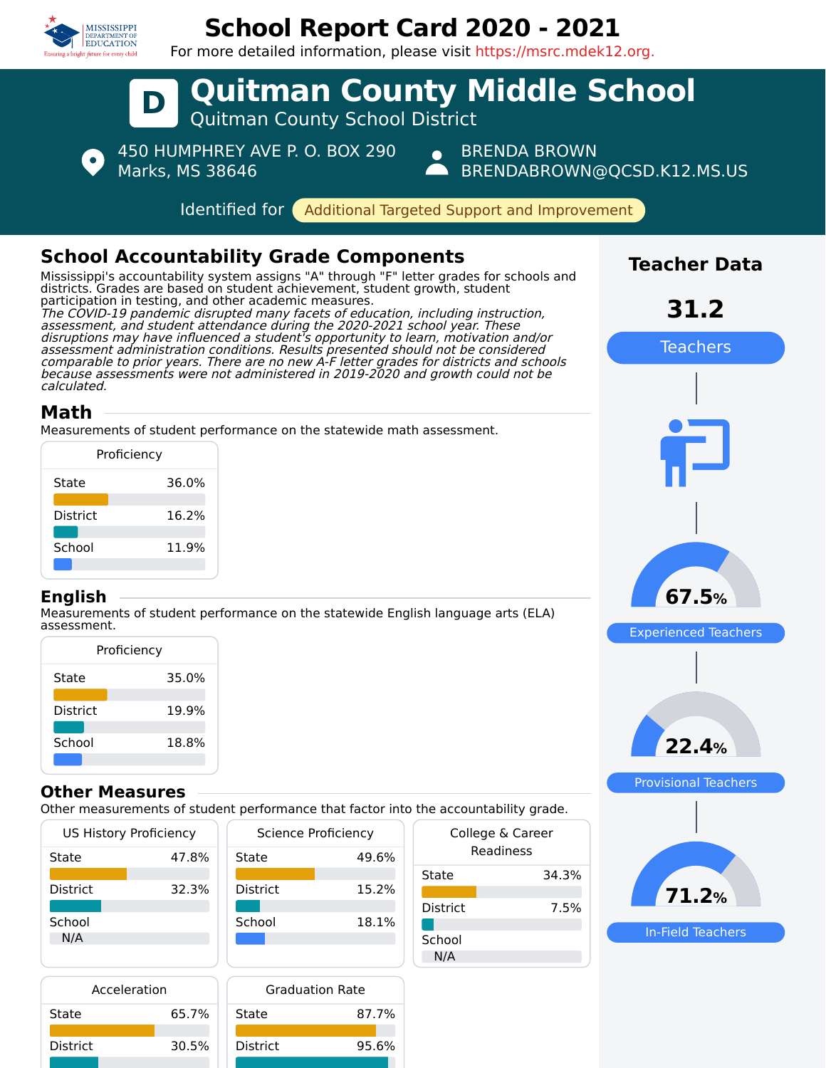# School Report Card 2020 - 2021

For more detailed information, please visit https://msrc.mdek12.org.

# D Quitman County Middle School

Quitman County School District

450 HUMPHREY AVE P. O. BOX 290
Marks, MS 38646

BRENDA BROWN
BRENDABROWN@QCSD.K12.MS.US

Identified for **Additional Targeted Support and Improvement**

## School Accountability Grade Components

Mississippi's accountability system assigns "A" through "F" letter grades for schools and districts. Grades are based on student achievement, student growth, student participation in testing, and other academic measures.

*The COVID-19 pandemic disrupted many facets of education, including instruction, assessment, and student attendance during the 2020-2021 school year. These disruptions may have influenced a student's opportunity to learn, motivation and/or assessment administration conditions. Results presented should not be considered comparable to prior years. There are no new A-F letter grades for districts and schools because assessments were not administered in 2019-2020 and growth could not be calculated.*

### Math

Measurements of student performance on the statewide math assessment.

| Proficiency | |
|---|---|
| State | 36.0% |
| District | 16.2% |
| School | 11.9% |

### English

Measurements of student performance on the statewide English language arts (ELA) assessment.

| Proficiency | |
|---|---|
| State | 35.0% |
| District | 19.9% |
| School | 18.8% |

### Other Measures

Other measurements of student performance that factor into the accountability grade.

| US History Proficiency | |
|---|---|
| State | 47.8% |
| District | 32.3% |
| School | N/A |

| Science Proficiency | |
|---|---|
| State | 49.6% |
| District | 15.2% |
| School | 18.1% |

| College & Career Readiness | |
|---|---|
| State | 34.3% |
| District | 7.5% |
| School | N/A |

| Acceleration | |
|---|---|
| State | 65.7% |
| District | 30.5% |

| Graduation Rate | |
|---|---|
| State | 87.7% |
| District | 95.6% |

## Teacher Data

**31.2** Teachers

**67.5%** Experienced Teachers

**22.4%** Provisional Teachers

**71.2%** In-Field Teachers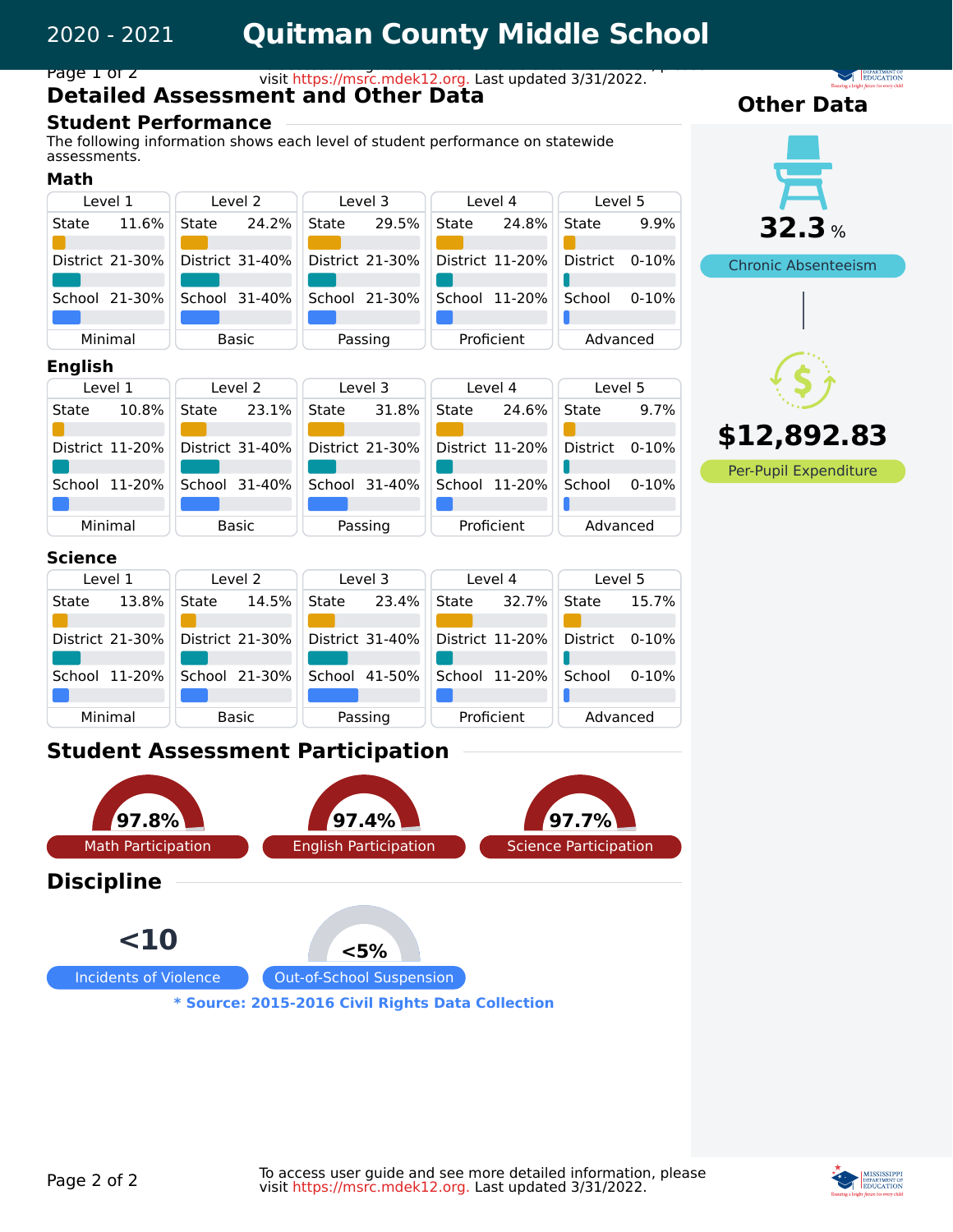# Quitman County Middle School

2020 - 2021

## Detailed Assessment and Other Data

### Student Performance

The following information shows each level of student performance on statewide assessments.

#### Math

| | Level 1 | Level 2 | Level 3 | Level 4 | Level 5 |
|---|---|---|---|---|---|
| State | 11.6% | 24.2% | 29.5% | 24.8% | 9.9% |
| District | 21-30% | 31-40% | 21-30% | 11-20% | 0-10% |
| School | 21-30% | 31-40% | 21-30% | 11-20% | 0-10% |
| | Minimal | Basic | Passing | Proficient | Advanced |

#### English

| | Level 1 | Level 2 | Level 3 | Level 4 | Level 5 |
|---|---|---|---|---|---|
| State | 10.8% | 23.1% | 31.8% | 24.6% | 9.7% |
| District | 11-20% | 31-40% | 21-30% | 11-20% | 0-10% |
| School | 11-20% | 31-40% | 31-40% | 11-20% | 0-10% |
| | Minimal | Basic | Passing | Proficient | Advanced |

#### Science

| | Level 1 | Level 2 | Level 3 | Level 4 | Level 5 |
|---|---|---|---|---|---|
| State | 13.8% | 14.5% | 23.4% | 32.7% | 15.7% |
| District | 21-30% | 21-30% | 31-40% | 11-20% | 0-10% |
| School | 11-20% | 21-30% | 41-50% | 11-20% | 0-10% |
| | Minimal | Basic | Passing | Proficient | Advanced |

### Student Assessment Participation

97.8%
Math Participation

97.4%
English Participation

97.7%
Science Participation

### Discipline

<10
Incidents of Violence

<5%
Out-of-School Suspension

**\* Source: 2015-2016 Civil Rights Data Collection**

## Other Data

32.3 %
Chronic Absenteeism

$12,892.83
Per-Pupil Expenditure

To access user guide and see more detailed information, please visit https://msrc.mdek12.org. Last updated 3/31/2022.